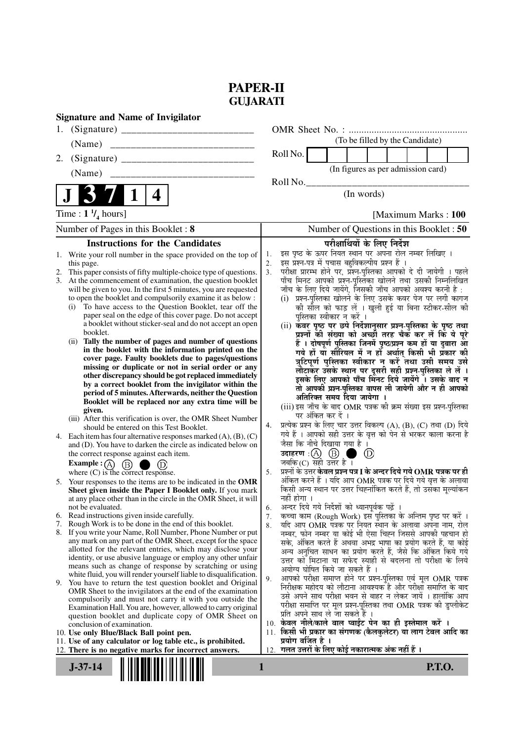# PAPER-II
## GUJARATI

**Signature and Name of Invigilator**

1. (Signature) __________________________

   (Name) __________________________

2. (Signature) __________________________

   (Name) __________________________

OMR Sheet No. : ...............................................

(To be filled by the Candidate)

Roll No. | | | | | | | | |

(In figures as per admission card)

Roll No.________________________________

(In words)

**J 3 7 1 4**

Time : $1\,^1/_4$ hours] [Maximum Marks : **100**

Number of Pages in this Booklet : **8**

Number of Questions in this Booklet : **50**

### Instructions for the Candidates

1. Write your roll number in the space provided on the top of this page.
2. This paper consists of fifty multiple-choice type of questions.
3. At the commencement of examination, the question booklet will be given to you. In the first 5 minutes, you are requested to open the booklet and compulsorily examine it as below :
   (i) To have access to the Question Booklet, tear off the paper seal on the edge of this cover page. Do not accept a booklet without sticker-seal and do not accept an open booklet.
   (ii) **Tally the number of pages and number of questions in the booklet with the information printed on the cover page. Faulty booklets due to pages/questions missing or duplicate or not in serial order or any other discrepancy should be got replaced immediately by a correct booklet from the invigilator within the period of 5 minutes. Afterwards, neither the Question Booklet will be replaced nor any extra time will be given.**
   (iii) After this verification is over, the OMR Sheet Number should be entered on this Test Booklet.
4. Each item has four alternative responses marked (A), (B), (C) and (D). You have to darken the circle as indicated below on the correct response against each item.
   **Example :** (A) (B) ● (D)
   where (C) is the correct response.
5. Your responses to the items are to be indicated in the **OMR Sheet given inside the Paper I Booklet only.** If you mark at any place other than in the circle in the OMR Sheet, it will not be evaluated.
6. Read instructions given inside carefully.
7. Rough Work is to be done in the end of this booklet.
8. If you write your Name, Roll Number, Phone Number or put any mark on any part of the OMR Sheet, except for the space allotted for the relevant entries, which may disclose your identity, or use abusive language or employ any other unfair means such as change of response by scratching or using white fluid, you will render yourself liable to disqualification.
9. You have to return the test question booklet and Original OMR Sheet to the invigilators at the end of the examination compulsorily and must not carry it with you outside the Examination Hall. You are, however, allowed to carry original question booklet and duplicate copy of OMR Sheet on conclusion of examination.
10. **Use only Blue/Black Ball point pen.**
11. **Use of any calculator or log table etc., is prohibited.**
12. **There is no negative marks for incorrect answers.**

### परीक्षार्थियों के लिए निर्देश

1. इस पृष्ठ के ऊपर नियत स्थान पर अपना रोल नम्बर लिखिए ।
2. इस प्रश्न-पत्र में पचास बहुविकल्पीय प्रश्न हैं ।
3. परीक्षा प्रारम्भ होने पर, प्रश्न-पुस्तिका आपको दे दी जायेगी । पहले पाँच मिनट आपको प्रश्न-पुस्तिका खोलने तथा उसकी निम्नलिखित जाँच के लिए दिये जायेंगे, जिसकी जाँच आपको अवश्य करनी है :
   (i) प्रश्न-पुस्तिका खोलने के लिए उसके कवर पेज पर लगी कागज की सील को फाड़ लें । खुली हुई या बिना स्टीकर-सील की पुस्तिका स्वीकार न करें ।
   (ii) **कवर पृष्ठ पर छपे निर्देशानुसार प्रश्न-पुस्तिका के पृष्ठ तथा प्रश्नों की संख्या को अच्छी तरह चैक कर लें कि ये पूरे हैं । दोषपूर्ण पुस्तिका जिनमें पृष्ठ/प्रश्न कम हों या दुबारा आ गये हों या सीरियल में न हों अर्थात् किसी भी प्रकार की त्रुटिपूर्ण पुस्तिका स्वीकार न करें तथा उसी समय उसे लौटाकर उसके स्थान पर दूसरी सही प्रश्न-पुस्तिका ले लें । इसके लिए आपको पाँच मिनट दिये जायेंगे । उसके बाद न तो आपकी प्रश्न-पुस्तिका वापस ली जायेगी और न ही आपको अतिरिक्त समय दिया जायेगा ।**
   (iii) इस जाँच के बाद OMR पत्रक की क्रम संख्या इस प्रश्न-पुस्तिका पर अंकित कर दें ।
4. प्रत्येक प्रश्न के लिए चार उत्तर विकल्प (A), (B), (C) तथा (D) दिये गये हैं । आपको सही उत्तर के वृत्त को पेन से भरकर काला करना है जैसा कि नीचे दिखाया गया है ।
   **उदाहरण :** (A) (B) ● (D)
   जबकि (C) सही उत्तर है ।
5. प्रश्नों के उत्तर **केवल प्रश्न पत्र I के अन्दर दिये गये OMR पत्रक पर ही** अंकित करने हैं । यदि आप OMR पत्रक पर दिये गये वृत्त के अलावा किसी अन्य स्थान पर उत्तर चिह्नांकित करते हैं, तो उसका मूल्यांकन नहीं होगा ।
6. अन्दर दिये गये निर्देशों को ध्यानपूर्वक पढ़ें ।
7. कच्चा काम (Rough Work) इस पुस्तिका के अन्तिम पृष्ठ पर करें ।
8. यदि आप OMR पत्रक पर नियत स्थान के अलावा अपना नाम, रोल नम्बर, फोन नम्बर या कोई भी ऐसा चिह्न जिससे आपकी पहचान हो सके, अंकित करते हैं अथवा अभद्र भाषा का प्रयोग करते हैं, या कोई अन्य अनुचित साधन का प्रयोग करते हैं, जैसे कि अंकित किये गये उत्तर को मिटाना या सफेद स्याही से बदलना तो परीक्षा के लिये अयोग्य घोषित किये जा सकते हैं ।
9. आपको परीक्षा समाप्त होने पर प्रश्न-पुस्तिका एवं मूल OMR पत्रक निरीक्षक महोदय को लौटाना आवश्यक है और परीक्षा समाप्ति के बाद उसे अपने साथ परीक्षा भवन से बाहर न लेकर जायें । हालांकि आप परीक्षा समाप्ति पर मूल प्रश्न-पुस्तिका तथा OMR पत्रक की डुप्लीकेट प्रति अपने साथ ले जा सकते हैं ।
10. **केवल नीले/काले बाल प्वाईंट पेन का ही इस्तेमाल करें ।**
11. **किसी भी प्रकार का संगणक (कैलकुलेटर) या लाग टेबल आदि का प्रयोग वर्जित है ।**
12. **गलत उत्तरों के लिए कोई नकारात्मक अंक नहीं हैं ।**

**J-37-14** **P.T.O.**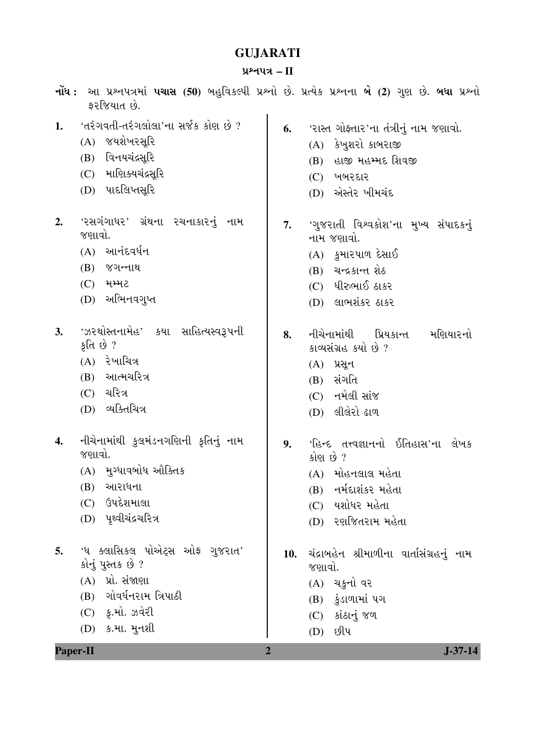# GUJARATI

## પ્રશ્નપત્ર – II

**નોંધ :** આ પ્રશ્નપત્રમાં **પચાસ (50)** બહુવિકલ્પી પ્રશ્નો છે. પ્રત્યેક પ્રશ્નના **બે (2)** ગુણ છે. **બધા** પ્રશ્નો ફરજિયાત છે.

1. 'તરંગવતી-તરંગલોલા'ના સર્જક કોણ છે ?
   - (A) જયશેખરસૂરિ
   - (B) વિનયચંદ્રસૂરિ
   - (C) માણિક્યચંદ્રસૂરિ
   - (D) પાદલિપ્તસૂરિ

2. 'રસગંગાધર' ગ્રંથના રચનાકારનું નામ જણાવો.
   - (A) આનંદવર્ધન
   - (B) જગન્નાથ
   - (C) મમ્મટ
   - (D) અભિનવગુપ્ત

3. 'ઝરથોસ્તનામેહ' કયા સાહિત્યસ્વરૂપની કૃતિ છે ?
   - (A) રેખાચિત્ર
   - (B) આત્મચરિત્ર
   - (C) ચરિત્ર
   - (D) વ્યક્તિચિત્ર

4. નીચેનામાંથી કુલમંડનગણિની કૃતિનું નામ જણાવો.
   - (A) મુગ્ધાવબોધ ઔક્તિક
   - (B) આરાધના
   - (C) ઉપદેશમાલા
   - (D) પૃથ્વીચંદ્રચરિત્ર

5. 'ધ ક્લાસિકલ પોએટ્સ ઓફ ગુજરાત' કોનું પુસ્તક છે ?
   - (A) પ્રો. સંજાણા
   - (B) ગોવર્ધનરામ ત્રિપાઠી
   - (C) કૃ.મો. ઝવેરી
   - (D) ક.મા. મુનશી

6. 'રાસ્ત ગોફ્તાર'ના તંત્રીનું નામ જણાવો.
   - (A) કેખુશરો કાબરાજી
   - (B) હાજી મહમ્મદ શિવજી
   - (C) ખબરદાર
   - (D) એસ્તેર ખીમચંદ

7. 'ગુજરાતી વિશ્વકોશ'ના મુખ્ય સંપાદકનું નામ જણાવો.
   - (A) કુમારપાળ દેસાઈ
   - (B) ચન્દ્રકાન્ત શેઠ
   - (C) ધીરુભાઈ ઠાકર
   - (D) લાભશંકર ઠાકર

8. નીચેનામાંથી પ્રિયકાન્ત મણિયારનો કાવ્યસંગ્રહ કયો છે ?
   - (A) પ્રસૂન
   - (B) સંગતિ
   - (C) નમેલી સાંજ
   - (D) લીલેરો ઢાળ

9. 'હિન્દ તત્ત્વજ્ઞાનનો ઈતિહાસ'ના લેખક કોણ છે ?
   - (A) મોહનલાલ મહેતા
   - (B) નર્મદાશંકર મહેતા
   - (C) યશોધર મહેતા
   - (D) રણજિતરામ મહેતા

10. ચંદ્રાબહેન શ્રીમાળીના વાર્તાસંગ્રહનું નામ જણાવો.
    - (A) ચકુનો વર
    - (B) કુંડાળામાં પગ
    - (C) કાંઠાનું જળ
    - (D) છીપ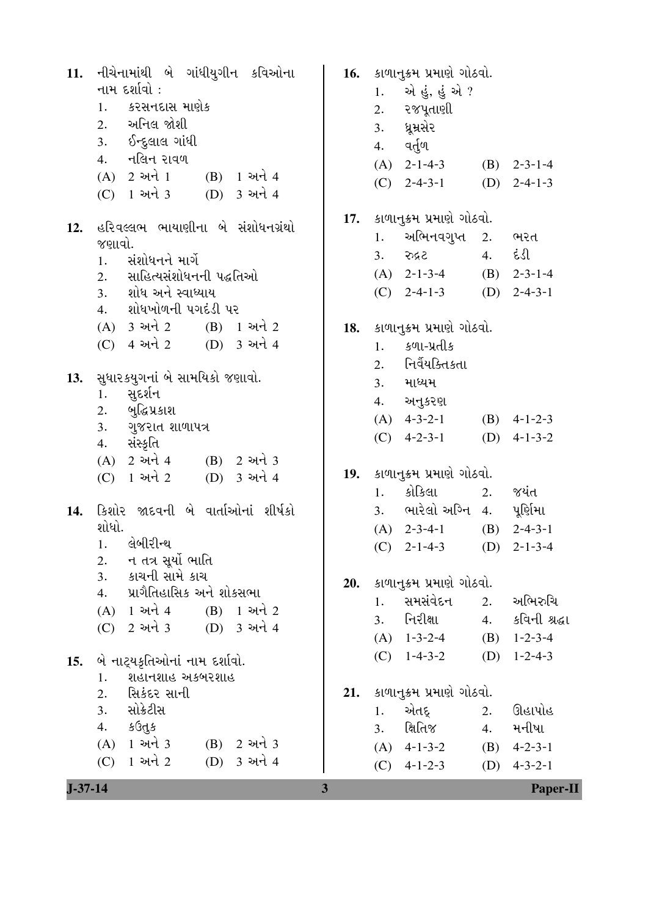11. નીચેનામાંથી બે ગાંધીયુગીન કવિઓના નામ દર્શાવો :
    1. કરસનદાસ માણેક
    2. અનિલ જોશી
    3. ઈન્દુલાલ ગાંધી
    4. નલિન રાવળ

    (A) 2 અને 1 (B) 1 અને 4
    (C) 1 અને 3 (D) 3 અને 4

12. હરિવલ્લભ ભાયાણીના બે સંશોધનગ્રંથો જણાવો.
    1. સંશોધનને માર્ગે
    2. સાહિત્યસંશોધનની પદ્ધતિઓ
    3. શોધ અને સ્વાધ્યાય
    4. શોધખોળની પગદંડી પર

    (A) 3 અને 2 (B) 1 અને 2
    (C) 4 અને 2 (D) 3 અને 4

13. સુધારકયુગનાં બે સામયિકો જણાવો.
    1. સુદર્શન
    2. બુદ્ધિપ્રકાશ
    3. ગુજરાત શાળાપત્ર
    4. સંસ્કૃતિ

    (A) 2 અને 4 (B) 2 અને 3
    (C) 1 અને 2 (D) 3 અને 4

14. કિશોર જાદવની બે વાર્તાઓનાં શીર્ષકો શોધો.
    1. લેબીરીન્થ
    2. ન તત્ર સૂર્યો ભાતિ
    3. કાચની સામે કાચ
    4. પ્રાગૈતિહાસિક અને શોકસભા

    (A) 1 અને 4 (B) 1 અને 2
    (C) 2 અને 3 (D) 3 અને 4

15. બે નાટ્યકૃતિઓનાં નામ દર્શાવો.
    1. શહાનશાહ અકબરશાહ
    2. સિકંદર સાની
    3. સોક્રેટીસ
    4. કઉતુક

    (A) 1 અને 3 (B) 2 અને 3
    (C) 1 અને 2 (D) 3 અને 4

16. કાળાનુક્રમ પ્રમાણે ગોઠવો.
    1. એ હું, હું એ ?
    2. રજપૂતાણી
    3. ધ્રૂમ્રસેર
    4. વર્તુળ

    (A) 2-1-4-3 (B) 2-3-1-4
    (C) 2-4-3-1 (D) 2-4-1-3

17. કાળાનુક્રમ પ્રમાણે ગોઠવો.
    1. અભિનવગુપ્ત 2. ભરત
    3. રુદ્રટ 4. દંડી

    (A) 2-1-3-4 (B) 2-3-1-4
    (C) 2-4-1-3 (D) 2-4-3-1

18. કાળાનુક્રમ પ્રમાણે ગોઠવો.
    1. કળા-પ્રતીક
    2. નિર્વૈયક્તિકતા
    3. માધ્યમ
    4. અનુકરણ

    (A) 4-3-2-1 (B) 4-1-2-3
    (C) 4-2-3-1 (D) 4-1-3-2

19. કાળાનુક્રમ પ્રમાણે ગોઠવો.
    1. કોકિલા 2. જયંત
    3. ભારેલો અગ્નિ 4. પૂર્ણિમા

    (A) 2-3-4-1 (B) 2-4-3-1
    (C) 2-1-4-3 (D) 2-1-3-4

20. કાળાનુક્રમ પ્રમાણે ગોઠવો.
    1. સમસંવેદન 2. અભિરુચિ
    3. નિરીક્ષા 4. કવિની શ્રદ્ધા

    (A) 1-3-2-4 (B) 1-2-3-4
    (C) 1-4-3-2 (D) 1-2-4-3

21. કાળાનુક્રમ પ્રમાણે ગોઠવો.
    1. એતદ્ 2. ઊહાપોહ
    3. ક્ષિતિજ 4. મનીષા

    (A) 4-1-3-2 (B) 4-2-3-1
    (C) 4-1-2-3 (D) 4-3-2-1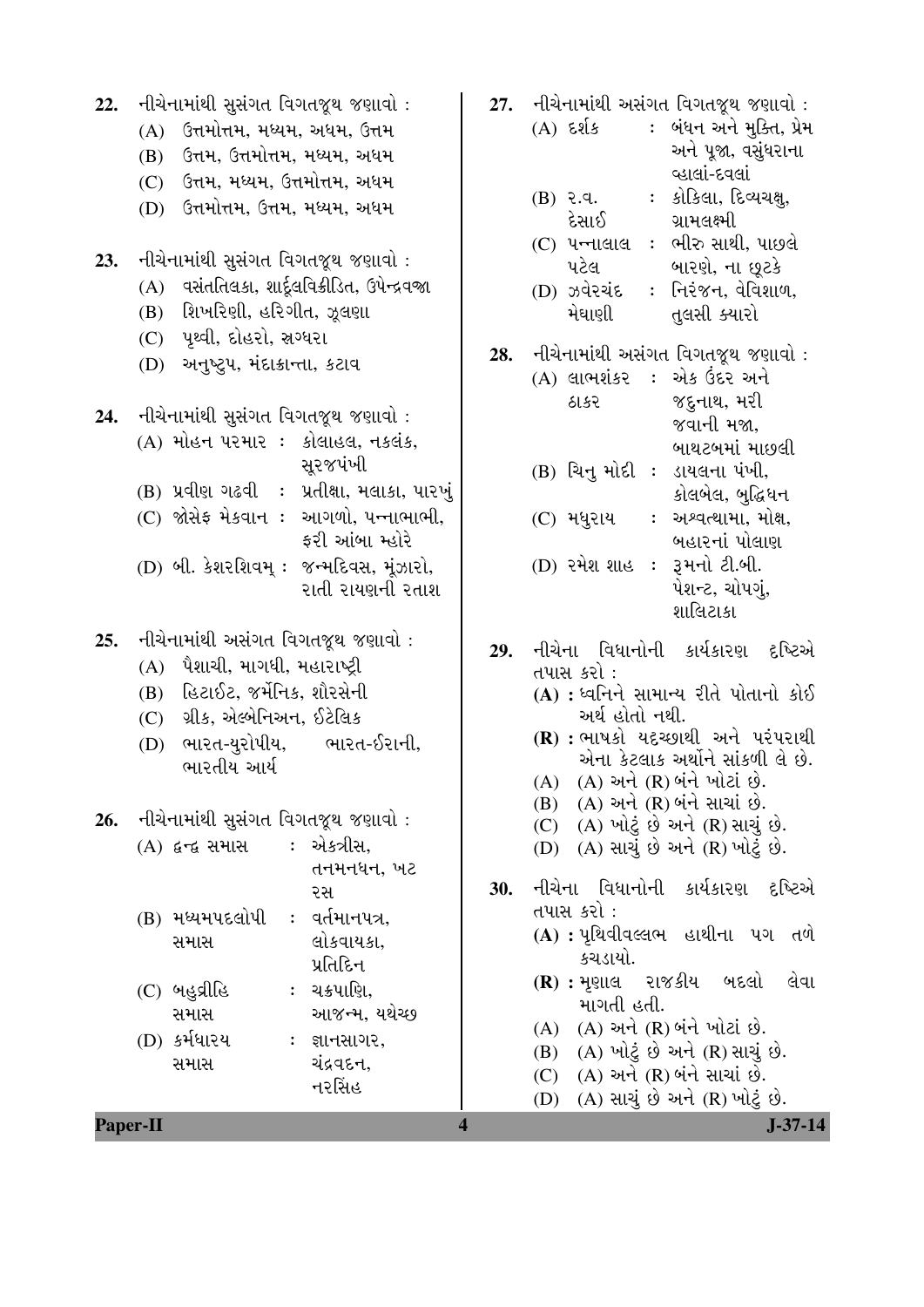22. નીચેનામાંથી સુસંગત વિગતજૂથ જણાવો :
   (A) ઉત્તમોત્તમ, મધ્યમ, અધમ, ઉત્તમ
   (B) ઉત્તમ, ઉત્તમોત્તમ, મધ્યમ, અધમ
   (C) ઉત્તમ, મધ્યમ, ઉત્તમોત્તમ, અધમ
   (D) ઉત્તમોત્તમ, ઉત્તમ, મધ્યમ, અધમ

23. નીચેનામાંથી સુસંગત વિગતજૂથ જણાવો :
   (A) વસંતતિલકા, શાર્દૂલવિક્રીડિત, ઉપેન્દ્રવજ્રા
   (B) શિખરિણી, હરિગીત, ઝૂલણા
   (C) પૃથ્વી, દોહરો, સ્રગ્ધરા
   (D) અનુષ્ટુપ, મંદાક્રાન્તા, કટાવ

24. નીચેનામાંથી સુસંગત વિગતજૂથ જણાવો :
   (A) મોહન પરમાર : કોલાહલ, નકલંક, સૂરજપંખી
   (B) પ્રવીણ ગઢવી : પ્રતીક્ષા, મલાકા, પારખું
   (C) જોસેફ મેકવાન : આગળો, પન્નાભાભી, ફરી આંબા મ્હોરે
   (D) બી. કેશરશિવમ્ : જન્મદિવસ, મૂંઝારો, રાતી રાયણની રતાશ

25. નીચેનામાંથી અસંગત વિગતજૂથ જણાવો :
   (A) પૈશાચી, માગધી, મહારાષ્ટ્રી
   (B) હિટાઈટ, જર્મેનિક, શૌરસેની
   (C) ગ્રીક, એલ્બેનિઅન, ઈટેલિક
   (D) ભારત-યુરોપીય, ભારત-ઈરાની, ભારતીય આર્ય

26. નીચેનામાંથી સુસંગત વિગતજૂથ જણાવો :
   (A) દ્વન્દ્વ સમાસ : એકત્રીસ, તનમનધન, ખટરસ
   (B) મધ્યમપદલોપી સમાસ : વર્તમાનપત્ર, લોકવાયકા, પ્રતિદિન
   (C) બહુવ્રીહિ સમાસ : ચક્રપાણિ, આજન્મ, યથેચ્છ
   (D) કર્મધારય સમાસ : જ્ઞાનસાગર, ચંદ્રવદન, નરસિંહ

27. નીચેનામાંથી અસંગત વિગતજૂથ જણાવો :
   (A) દર્શક : બંધન અને મુક્તિ, પ્રેમ અને પૂજા, વસુંધરાના વ્હાલાં-દવલાં
   (B) ર.વ. દેસાઈ : કોકિલા, દિવ્યચક્ષુ, ગ્રામલક્ષ્મી
   (C) પન્નાલાલ પટેલ : ભીરુ સાથી, પાછલે બારણે, ના છૂટકે
   (D) ઝવેરચંદ મેઘાણી : નિરંજન, વેવિશાળ, તુલસી ક્યારો

28. નીચેનામાંથી અસંગત વિગતજૂથ જણાવો :
   (A) લાભશંકર ઠાકર : એક ઉંદર અને જદુનાથ, મરી જવાની મજા, બાથટબમાં માછલી
   (B) ચિનુ મોદી : ડાયલના પંખી, કોલબેલ, બુદ્ધિધન
   (C) મધુરાય : અશ્વત્થામા, મોક્ષ, બહારનાં પોલાણ
   (D) રમેશ શાહ : રૂમનો ટી.બી. પેશન્ટ, ચોપગું, શાલિટાકા

29. નીચેના વિધાનોની કાર્યકારણ દૃષ્ટિએ તપાસ કરો :
   **(A) :** ધ્વનિને સામાન્ય રીતે પોતાનો કોઈ અર્થ હોતો નથી.
   **(R) :** ભાષકો યદચ્છાથી અને પરંપરાથી એના કેટલાક અર્થોને સાંકળી લે છે.
   (A) (A) અને (R) બંને ખોટાં છે.
   (B) (A) અને (R) બંને સાચાં છે.
   (C) (A) ખોટું છે અને (R) સાચું છે.
   (D) (A) સાચું છે અને (R) ખોટું છે.

30. નીચેના વિધાનોની કાર્યકારણ દૃષ્ટિએ તપાસ કરો :
   **(A) :** પૃથિવીવલ્લભ હાથીના પગ તળે કચડાયો.
   **(R) :** મૃણાલ રાજકીય બદલો લેવા માગતી હતી.
   (A) (A) અને (R) બંને ખોટાં છે.
   (B) (A) ખોટું છે અને (R) સાચું છે.
   (C) (A) અને (R) બંને સાચાં છે.
   (D) (A) સાચું છે અને (R) ખોટું છે.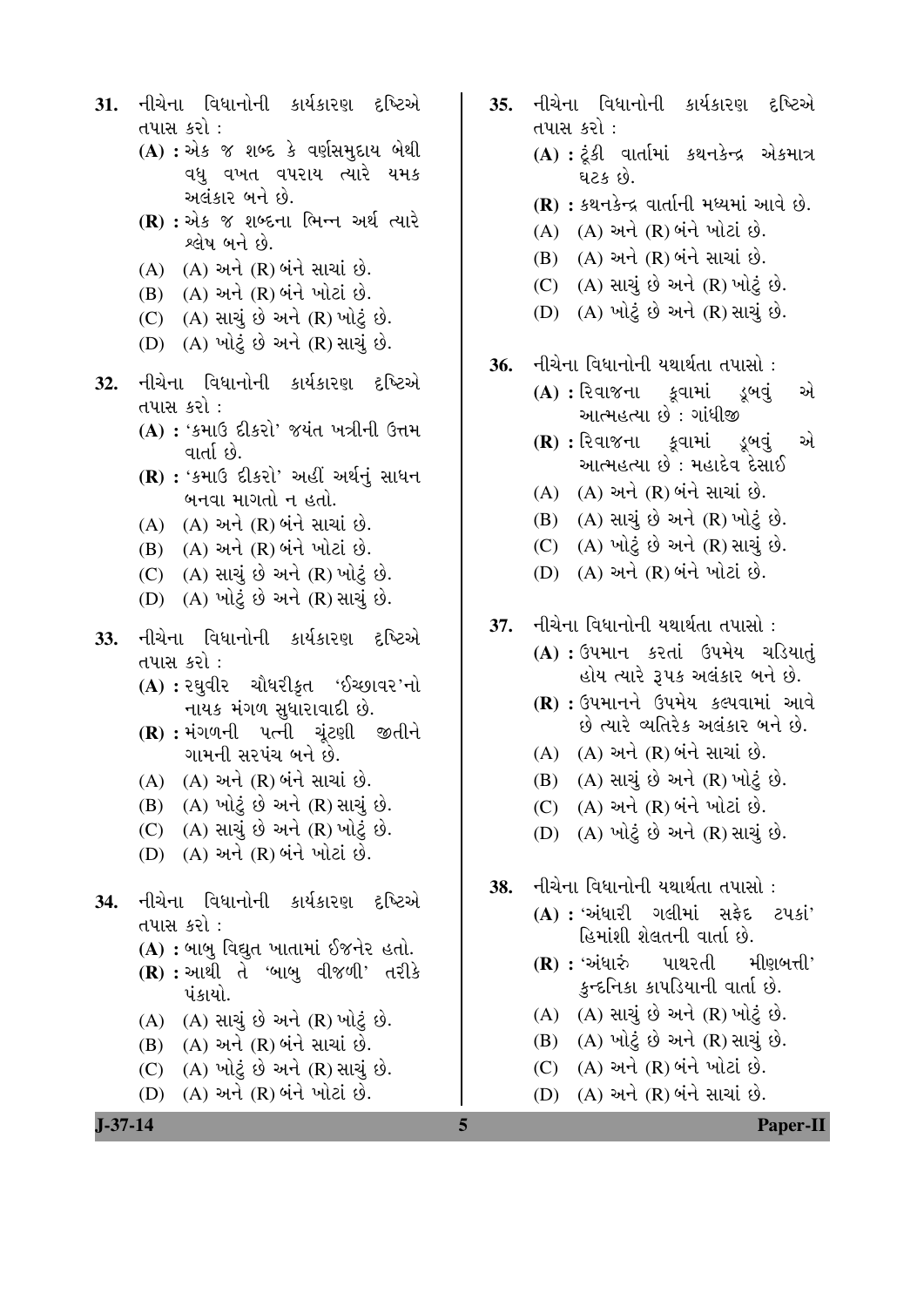31. નીચેના વિધાનોની કાર્યકારણ દૃષ્ટિએ તપાસ કરો :

**(A) :** એક જ શબ્દ કે વર્ણસમુદાય બેથી વધુ વખત વપરાય ત્યારે યમક અલંકાર બને છે.

**(R) :** એક જ શબ્દના ભિન્ન અર્થ ત્યારે શ્લેષ બને છે.

(A) (A) અને (R) બંને સાચાં છે.

(B) (A) અને (R) બંને ખોટાં છે.

(C) (A) સાચું છે અને (R) ખોટું છે.

(D) (A) ખોટું છે અને (R) સાચું છે.

32. નીચેના વિધાનોની કાર્યકારણ દૃષ્ટિએ તપાસ કરો :

**(A) :** 'કમાઉ દીકરો' જયંત ખત્રીની ઉત્તમ વાર્તા છે.

**(R) :** 'કમાઉ દીકરો' અહીં અર્થનું સાધન બનવા માગતો ન હતો.

(A) (A) અને (R) બંને સાચાં છે.

(B) (A) અને (R) બંને ખોટાં છે.

(C) (A) સાચું છે અને (R) ખોટું છે.

(D) (A) ખોટું છે અને (R) સાચું છે.

33. નીચેના વિધાનોની કાર્યકારણ દૃષ્ટિએ તપાસ કરો :

**(A) :** રઘુવીર ચૌધરીકૃત 'ઈચ્છાવર'નો નાયક મંગળ સુધારાવાદી છે.

**(R) :** મંગળની પત્ની ચૂંટણી જીતીને ગામની સરપંચ બને છે.

(A) (A) અને (R) બંને સાચાં છે.

(B) (A) ખોટું છે અને (R) સાચું છે.

(C) (A) સાચું છે અને (R) ખોટું છે.

(D) (A) અને (R) બંને ખોટાં છે.

34. નીચેના વિધાનોની કાર્યકારણ દૃષ્ટિએ તપાસ કરો :

**(A) :** બાબુ વિદ્યુત ખાતામાં ઈજનેર હતો.

**(R) :** આથી તે 'બાબુ વીજળી' તરીકે પંકાયો.

(A) (A) સાચું છે અને (R) ખોટું છે.

(B) (A) અને (R) બંને સાચાં છે.

(C) (A) ખોટું છે અને (R) સાચું છે.

(D) (A) અને (R) બંને ખોટાં છે.

35. નીચેના વિધાનોની કાર્યકારણ દૃષ્ટિએ તપાસ કરો :

**(A) :** ટૂંકી વાર્તામાં કથનકેન્દ્ર એકમાત્ર ઘટક છે.

**(R) :** કથનકેન્દ્ર વાર્તાની મધ્યમાં આવે છે.

(A) (A) અને (R) બંને ખોટાં છે.

(B) (A) અને (R) બંને સાચાં છે.

(C) (A) સાચું છે અને (R) ખોટું છે.

(D) (A) ખોટું છે અને (R) સાચું છે.

36. નીચેના વિધાનોની યથાર્થતા તપાસો :

**(A) :** રિવાજના કૂવામાં ડૂબવું એ આત્મહત્યા છે : ગાંધીજી

**(R) :** રિવાજના કૂવામાં ડૂબવું એ આત્મહત્યા છે : મહાદેવ દેસાઈ

(A) (A) અને (R) બંને સાચાં છે.

(B) (A) સાચું છે અને (R) ખોટું છે.

(C) (A) ખોટું છે અને (R) સાચું છે.

(D) (A) અને (R) બંને ખોટાં છે.

37. નીચેના વિધાનોની યથાર્થતા તપાસો :

**(A) :** ઉપમાન કરતાં ઉપમેય ચડિયાતું હોય ત્યારે રૂપક અલંકાર બને છે.

**(R) :** ઉપમાનને ઉપમેય કલ્પવામાં આવે છે ત્યારે વ્યતિરેક અલંકાર બને છે.

(A) (A) અને (R) બંને સાચાં છે.

(B) (A) સાચું છે અને (R) ખોટું છે.

(C) (A) અને (R) બંને ખોટાં છે.

(D) (A) ખોટું છે અને (R) સાચું છે.

38. નીચેના વિધાનોની યથાર્થતા તપાસો :

**(A) :** 'અંધારી ગલીમાં સફેદ ટપકાં' હિમાંશી શેલતની વાર્તા છે.

**(R) :** 'અંધારું પાથરતી મીણબત્તી' કુન્દનિકા કાપડિયાની વાર્તા છે.

(A) (A) સાચું છે અને (R) ખોટું છે.

(B) (A) ખોટું છે અને (R) સાચું છે.

(C) (A) અને (R) બંને ખોટાં છે.

(D) (A) અને (R) બંને સાચાં છે.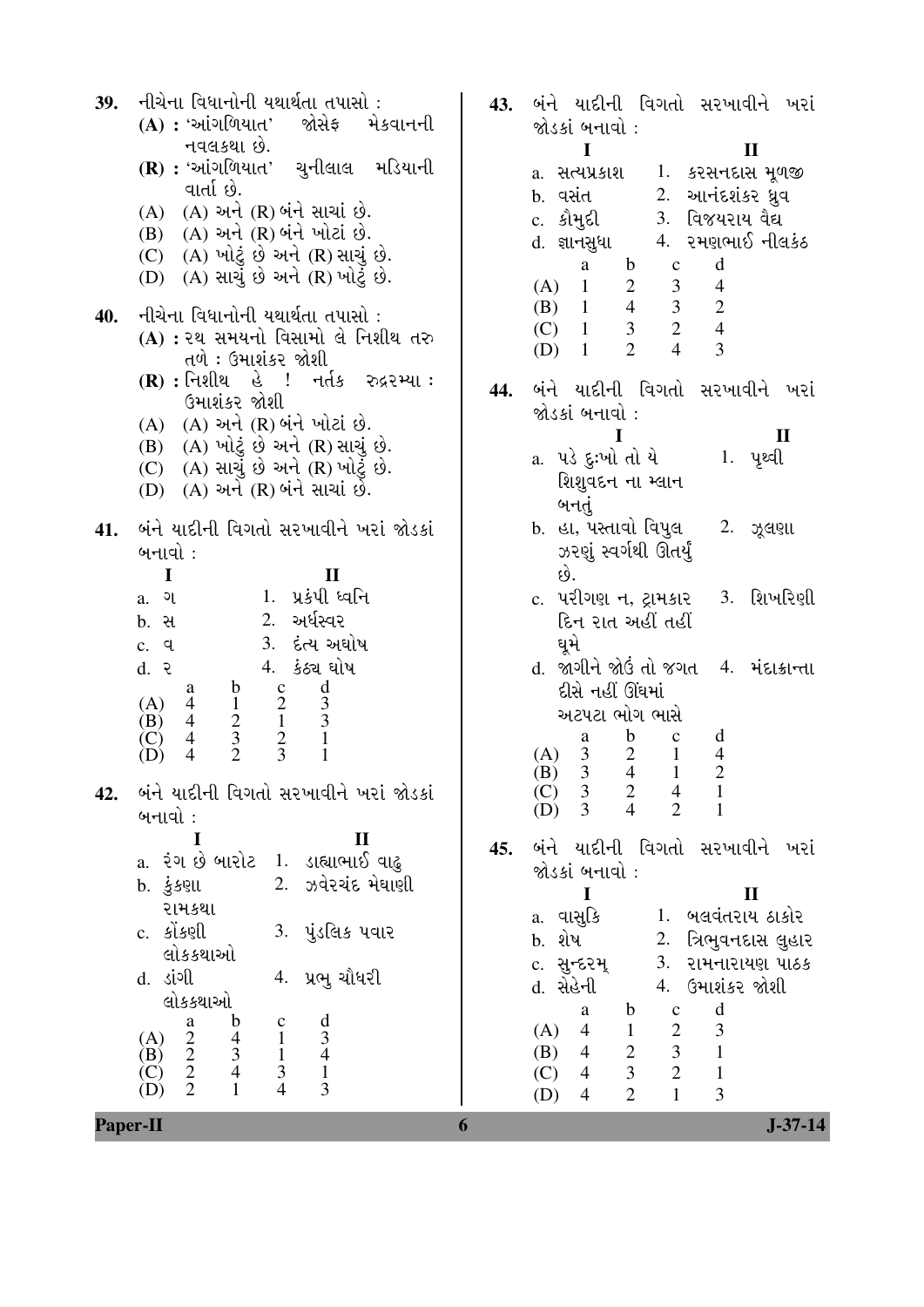39. નીચેના વિધાનોની યથાર્થતા તપાસો :

**(A) :** 'આંગળિયાત' જોસેફ મેકવાનની નવલકથા છે.

**(R) :** 'આંગળિયાત' ચુનીલાલ મડિયાની વાર્તા છે.

(A) (A) અને (R) બંને સાચાં છે.
(B) (A) અને (R) બંને ખોટાં છે.
(C) (A) ખોટું છે અને (R) સાચું છે.
(D) (A) સાચું છે અને (R) ખોટું છે.

40. નીચેના વિધાનોની યથાર્થતા તપાસો :

**(A) :** રથ સમયનો વિસામો લે નિશીથ તરુ તળે : ઉમાશંકર જોશી

**(R) :** નિશીથ હે ! નર્તક રુદ્રરમ્યા : ઉમાશંકર જોશી

(A) (A) અને (R) બંને ખોટાં છે.
(B) (A) ખોટું છે અને (R) સાચું છે.
(C) (A) સાચું છે અને (R) ખોટું છે.
(D) (A) અને (R) બંને સાચાં છે.

41. બંને યાદીની વિગતો સરખાવીને ખરાં જોડકાં બનાવો :

| I | II |
|---|---|
| a. ગ | 1. પ્રકંપી ધ્વનિ |
| b. સ | 2. અર્ધસ્વર |
| c. વ | 3. દંત્ય અઘોષ |
| d. ર | 4. કંઠ્ય ઘોષ |

| | a | b | c | d |
|---|---|---|---|---|
| (A) | 4 | 1 | 2 | 3 |
| (B) | 4 | 2 | 1 | 3 |
| (C) | 4 | 3 | 2 | 1 |
| (D) | 4 | 2 | 3 | 1 |

42. બંને યાદીની વિગતો સરખાવીને ખરાં જોડકાં બનાવો :

| I | II |
|---|---|
| a. રંગ છે બારોટ | 1. ડાહ્યાભાઈ વાઢુ |
| b. કુંકણા રામકથા | 2. ઝવેરચંદ મેઘાણી |
| c. કોંકણી લોકકથાઓ | 3. પુંડલિક પવાર |
| d. ડાંગી લોકકથાઓ | 4. પ્રભુ ચૌધરી |

| | a | b | c | d |
|---|---|---|---|---|
| (A) | 2 | 4 | 1 | 3 |
| (B) | 2 | 3 | 1 | 4 |
| (C) | 2 | 4 | 3 | 1 |
| (D) | 2 | 1 | 4 | 3 |

43. બંને યાદીની વિગતો સરખાવીને ખરાં જોડકાં બનાવો :

| I | II |
|---|---|
| a. સત્યપ્રકાશ | 1. કરસનદાસ મૂળજી |
| b. વસંત | 2. આનંદશંકર ધ્રુવ |
| c. કૌમુદી | 3. વિજયરાય વૈદ્ય |
| d. જ્ઞાનસુધા | 4. રમણભાઈ નીલકંઠ |

| | a | b | c | d |
|---|---|---|---|---|
| (A) | 1 | 2 | 3 | 4 |
| (B) | 1 | 4 | 3 | 2 |
| (C) | 1 | 3 | 2 | 4 |
| (D) | 1 | 2 | 4 | 3 |

44. બંને યાદીની વિગતો સરખાવીને ખરાં જોડકાં બનાવો :

| I | II |
|---|---|
| a. પડે દુઃખો તો યે શિશુવદન ના મ્લાન બનતું | 1. પૃથ્વી |
| b. હા, પસ્તાવો વિપુલ ઝરણું સ્વર્ગથી ઊતર્યું છે. | 2. ઝૂલણા |
| c. પરીગણ ન, ટ્રામકાર દિન રાત અહીં તહીં ઘૂમે | 3. શિખરિણી |
| d. જાગીને જોઉં તો જગત દીસે નહીં ઊંઘમાં અટપટા ભોગ ભાસે | 4. મંદાક્રાન્તા |

| | a | b | c | d |
|---|---|---|---|---|
| (A) | 3 | 2 | 1 | 4 |
| (B) | 3 | 4 | 1 | 2 |
| (C) | 3 | 2 | 4 | 1 |
| (D) | 3 | 4 | 2 | 1 |

45. બંને યાદીની વિગતો સરખાવીને ખરાં જોડકાં બનાવો :

| I | II |
|---|---|
| a. વાસુકિ | 1. બલવંતરાય ઠાકોર |
| b. શેષ | 2. ત્રિભુવનદાસ લુહાર |
| c. સુન્દરમ્ | 3. રામનારાયણ પાઠક |
| d. સેહેની | 4. ઉમાશંકર જોશી |

| | a | b | c | d |
|---|---|---|---|---|
| (A) | 4 | 1 | 2 | 3 |
| (B) | 4 | 2 | 3 | 1 |
| (C) | 4 | 3 | 2 | 1 |
| (D) | 4 | 2 | 1 | 3 |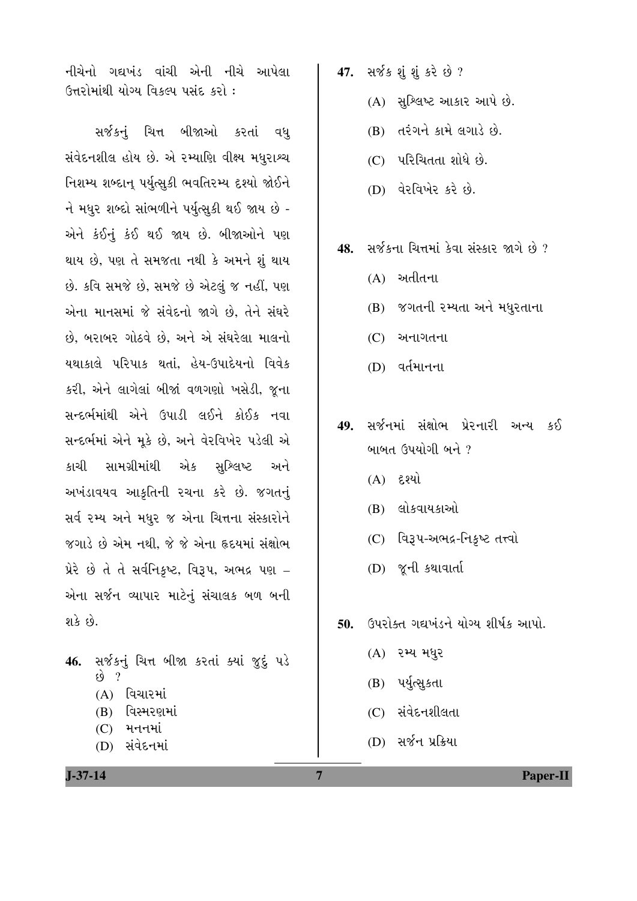નીચેનો ગદ્યખંડ વાંચી એની નીચે આપેલા ઉત્તરોમાંથી યોગ્ય વિકલ્પ પસંદ કરો :

સર્જકનું ચિત્ત બીજાઓ કરતાં વધુ સંવેદનશીલ હોય છે. એ રમ્યાણિ વીક્ષ્ય મધુરાશ્ચ નિશમ્ય શબ્દાન્ પર્યુત્સુકી ભવતિરમ્ય દૃશ્યો જોઈને ને મધુર શબ્દો સાંભળીને પર્યુત્સુકી થઈ જાય છે - એને કંઈનું કંઈ થઈ જાય છે. બીજાઓને પણ થાય છે, પણ તે સમજતા નથી કે અમને શું થાય છે. કવિ સમજે છે, સમજે છે એટલું જ નહીં, પણ એના માનસમાં જે સંવેદનો જાગે છે, તેને સંઘરે છે, બરાબર ગોઠવે છે, અને એ સંઘરેલા માલનો યથાકાલે પરિપાક થતાં, હેય-ઉપાદેયનો વિવેક કરી, એને લાગેલાં બીજાં વળગણો ખસેડી, જૂના સન્દર્ભમાંથી એને ઉપાડી લઈને કોઈક નવા સન્દર્ભમાં એને મૂકે છે, અને વેરવિખેર પડેલી એ કાચી સામગ્રીમાંથી એક સુશ્લિષ્ટ અને અખંડાવયવ આકૃતિની રચના કરે છે. જગતનું સર્વ રમ્ય અને મધુર જ એના ચિત્તના સંસ્કારોને જગાડે છે એમ નથી, જે જે એના હૃદયમાં સંક્ષોભ પ્રેરે છે તે તે સર્વનિકૃષ્ટ, વિરૂપ, અભદ્ર પણ – એના સર્જન વ્યાપાર માટેનું સંચાલક બળ બની શકે છે.

46. સર્જકનું ચિત્ત બીજા કરતાં ક્યાં જુદું પડે છે ?
   - (A) વિચારમાં
   - (B) વિસ્મરણમાં
   - (C) મનનમાં
   - (D) સંવેદનમાં

47. સર્જક શું શું કરે છે ?
   - (A) સુશ્લિષ્ટ આકાર આપે છે.
   - (B) તરંગને કામે લગાડે છે.
   - (C) પરિચિતતા શોધે છે.
   - (D) વેરવિખેર કરે છે.

48. સર્જકના ચિત્તમાં કેવા સંસ્કાર જાગે છે ?
   - (A) અતીતના
   - (B) જગતની રમ્યતા અને મધુરતાના
   - (C) અનાગતના
   - (D) વર્તમાનના

49. સર્જનમાં સંક્ષોભ પ્રેરનારી અન્ય કઈ બાબત ઉપયોગી બને ?
   - (A) દૃશ્યો
   - (B) લોકવાયકાઓ
   - (C) વિરૂપ-અભદ્ર-નિકૃષ્ટ તત્ત્વો
   - (D) જૂની કથાવાર્તા

50. ઉપરોક્ત ગદ્યખંડને યોગ્ય શીર્ષક આપો.
   - (A) રમ્ય મધુર
   - (B) પર્યુત્સુકતા
   - (C) સંવેદનશીલતા
   - (D) સર્જન પ્રક્રિયા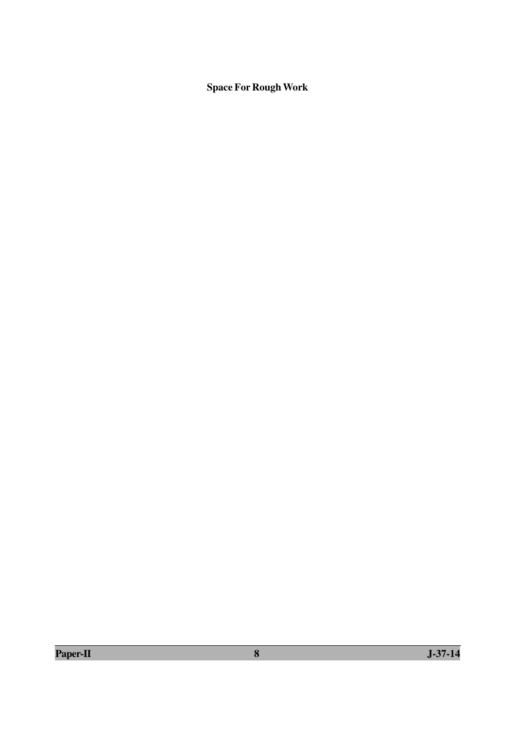**Space For Rough Work**